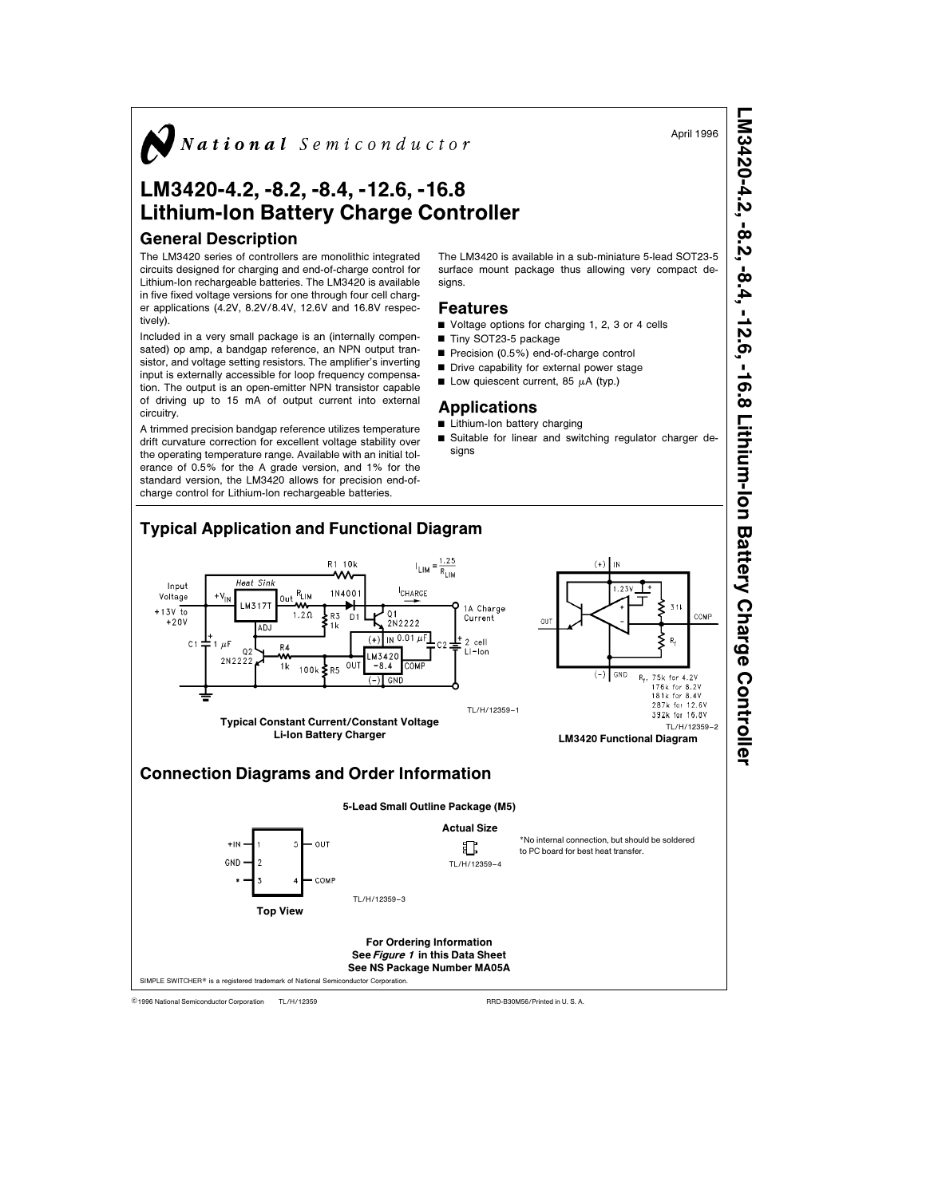April 1996

# LM3420-4.2, -8.2, -8.4, -12.6, -16.8 Lithium-Ion Battery Charge Controller

## General Description

The LM3420 series of controllers are monolithic integrated circuits designed for charging and end-of-charge control for Lithium-Ion rechargeable batteries. The LM3420 is available in five fixed voltage versions for one through four cell charger applications (4.2V, 8.2V/8.4V, 12.6V and 16.8V respectively).

Included in a very small package is an (internally compensated) op amp, a bandgap reference, an NPN output transistor, and voltage setting resistors. The amplifier's inverting input is externally accessible for loop frequency compensation. The output is an open-emitter NPN transistor capable of driving up to 15 mA of output current into external circuitry.

A trimmed precision bandgap reference utilizes temperature drift curvature correction for excellent voltage stability over the operating temperature range. Available with an initial tolerance of 0.5% for the A grade version, and 1% for the standard version, the LM3420 allows for precision end-of-charge control for Lithium-Ion rechargeable batteries.

The LM3420 is available in a sub-miniature 5-lead SOT23-5 surface mount package thus allowing very compact designs.

## Features

- Voltage options for charging 1, 2, 3 or 4 cells
- Tiny SOT23-5 package
- Precision (0.5%) end-of-charge control
- Drive capability for external power stage
- Low quiescent current, 85 µA (typ.)

## Applications

- Lithium-Ion battery charging
- Suitable for linear and switching regulator charger designs

## Typical Application and Functional Diagram

$I_{LIM} = \frac{1.25}{R_{LIM}}$

TL/H/12359–1

**Typical Constant Current/Constant Voltage Li-Ion Battery Charger**

$R_f$: 75k for 4.2V, 176k for 8.2V, 181k for 8.4V, 287k for 12.6V, 392k for 16.8V

TL/H/12359–2

**LM3420 Functional Diagram**

## Connection Diagrams and Order Information

**5-Lead Small Outline Package (M5)**

| Pin | Name | Pin | Name |
|---|---|---|---|
| 1 | +IN | 5 | OUT |
| 2 | GND | | |
| 3 | * | 4 | COMP |

**Top View**

TL/H/12359–3

**Actual Size**

TL/H/12359–4

*No internal connection, but should be soldered to PC board for best heat transfer.

**For Ordering Information**
**See *Figure 1* in this Data Sheet**
**See NS Package Number MA05A**

SIMPLE SWITCHER® is a registered trademark of National Semiconductor Corporation.

©1996 National Semiconductor Corporation TL/H/12359 RRD-B30M56/Printed in U. S. A.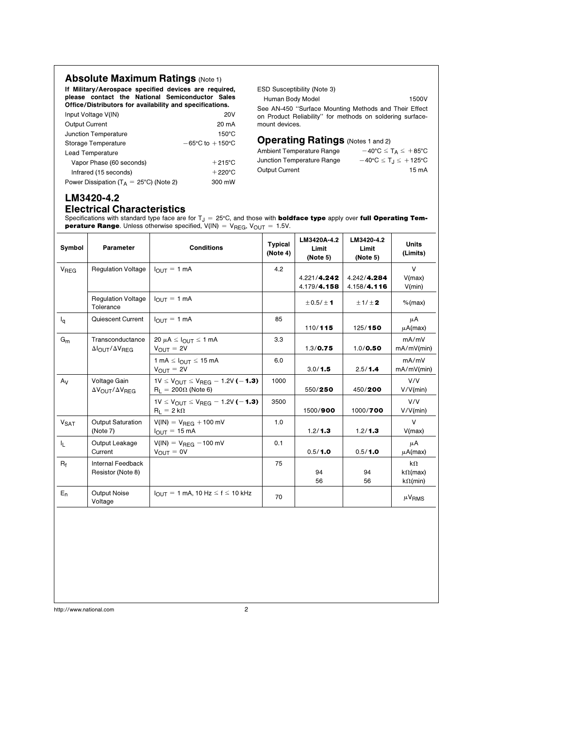## Absolute Maximum Ratings (Note 1)

**If Military/Aerospace specified devices are required, please contact the National Semiconductor Sales Office/Distributors for availability and specifications.**

| | |
|---|---|
| Input Voltage V(IN) | 20V |
| Output Current | 20 mA |
| Junction Temperature | 150°C |
| Storage Temperature | −65°C to +150°C |
| Lead Temperature | |
| Vapor Phase (60 seconds) | +215°C |
| Infrared (15 seconds) | +220°C |
| Power Dissipation ($T_A$ = 25°C) (Note 2) | 300 mW |
| ESD Susceptibility (Note 3) | |
| Human Body Model | 1500V |

See AN-450 "Surface Mounting Methods and Their Effect on Product Reliability" for methods on soldering surface-mount devices.

## Operating Ratings (Notes 1 and 2)

| | |
|---|---|
| Ambient Temperature Range | $-40°C \leq T_A \leq +85°C$ |
| Junction Temperature Range | $-40°C \leq T_J \leq +125°C$ |
| Output Current | 15 mA |

## LM3420-4.2 Electrical Characteristics

Specifications with standard type face are for $T_J$ = 25°C, and those with **boldface type** apply over **full Operating Temperature Range**. Unless otherwise specified, V(IN) = $V_{REG}$, $V_{OUT}$ = 1.5V.

| Symbol | Parameter | Conditions | Typical (Note 4) | LM3420A-4.2 Limit (Note 5) | LM3420-4.2 Limit (Note 5) | Units (Limits) |
|---|---|---|---|---|---|---|
| $V_{REG}$ | Regulation Voltage | $I_{OUT}$ = 1 mA | 4.2 | | | V |
| | | | | 4.221/**4.242** | 4.242/**4.284** | V(max) |
| | | | | 4.179/**4.158** | 4.158/**4.116** | V(min) |
| | Regulation Voltage Tolerance | $I_{OUT}$ = 1 mA | | ±0.5/±**1** | ±1/±**2** | %(max) |
| $I_q$ | Quiescent Current | $I_{OUT}$ = 1 mA | 85 | | | μA |
| | | | | 110/**115** | 125/**150** | μA(max) |
| $G_m$ | Transconductance $\Delta I_{OUT}/\Delta V_{REG}$ | 20 μA ≤ $I_{OUT}$ ≤ 1 mA, $V_{OUT}$ = 2V | 3.3 | | | mA/mV |
| | | | | 1.3/**0.75** | 1.0/**0.50** | mA/mV(min) |
| | | 1 mA ≤ $I_{OUT}$ ≤ 15 mA, $V_{OUT}$ = 2V | 6.0 | | | mA/mV |
| | | | | 3.0/**1.5** | 2.5/**1.4** | mA/mV(min) |
| $A_V$ | Voltage Gain $\Delta V_{OUT}/\Delta V_{REG}$ | 1V ≤ $V_{OUT}$ ≤ $V_{REG}$ − 1.2V (**−1.3**), $R_L$ = 200Ω (Note 6) | 1000 | | | V/V |
| | | | | 550/**250** | 450/**200** | V/V(min) |
| | | 1V ≤ $V_{OUT}$ ≤ $V_{REG}$ − 1.2V (**−1.3**), $R_L$ = 2 kΩ | 3500 | | | V/V |
| | | | | 1500/**900** | 1000/**700** | V/V(min) |
| $V_{SAT}$ | Output Saturation (Note 7) | V(IN) = $V_{REG}$ +100 mV, $I_{OUT}$ = 15 mA | 1.0 | | | V |
| | | | | 1.2/**1.3** | 1.2/**1.3** | V(max) |
| $I_L$ | Output Leakage Current | V(IN) = $V_{REG}$ −100 mV, $V_{OUT}$ = 0V | 0.1 | | | μA |
| | | | | 0.5/**1.0** | 0.5/**1.0** | μA(max) |
| $R_f$ | Internal Feedback Resistor (Note 8) | | 75 | | | kΩ |
| | | | | 94 | 94 | kΩ(max) |
| | | | | 56 | 56 | kΩ(min) |
| $E_n$ | Output Noise Voltage | $I_{OUT}$ = 1 mA, 10 Hz ≤ f ≤ 10 kHz | 70 | | | $\mu V_{RMS}$ |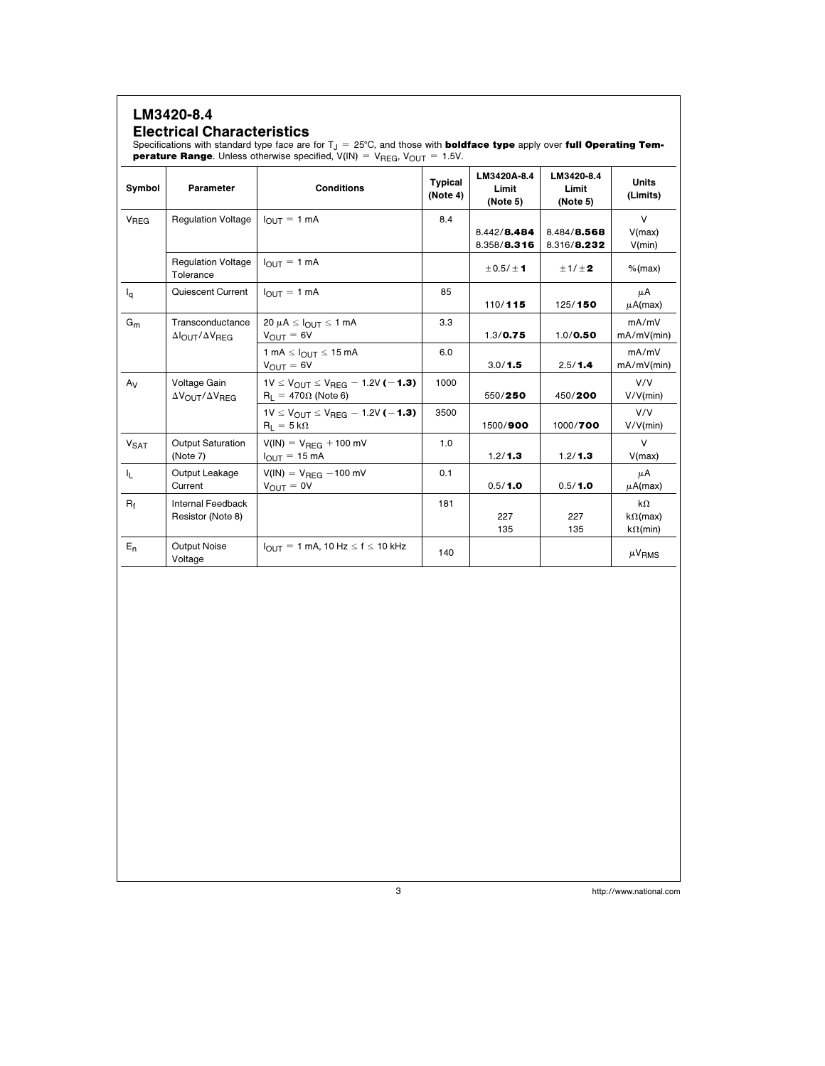## LM3420-8.4

### Electrical Characteristics

Specifications with standard type face are for $T_J = 25°C$, and those with **boldface type** apply over **full Operating Temperature Range**. Unless otherwise specified, $V(IN) = V_{REG}$, $V_{OUT} = 1.5V$.

| Symbol | Parameter | Conditions | Typical (Note 4) | LM3420A-8.4 Limit (Note 5) | LM3420-8.4 Limit (Note 5) | Units (Limits) |
|---|---|---|---|---|---|---|
| $V_{REG}$ | Regulation Voltage | $I_{OUT} = 1$ mA | 8.4 | 8.442/**8.484**<br>8.358/**8.316** | 8.484/**8.568**<br>8.316/**8.232** | V<br>V(max)<br>V(min) |
| | Regulation Voltage Tolerance | $I_{OUT} = 1$ mA | | ±0.5/±**1** | ±1/±**2** | %(max) |
| $I_q$ | Quiescent Current | $I_{OUT} = 1$ mA | 85 | 110/**115** | 125/**150** | μA<br>μA(max) |
| $G_m$ | Transconductance $\Delta I_{OUT}/\Delta V_{REG}$ | $20\ \mu A \leq I_{OUT} \leq 1$ mA<br>$V_{OUT} = 6V$ | 3.3 | 1.3/**0.75** | 1.0/**0.50** | mA/mV<br>mA/mV(min) |
| | | $1\ mA \leq I_{OUT} \leq 15$ mA<br>$V_{OUT} = 6V$ | 6.0 | 3.0/**1.5** | 2.5/**1.4** | mA/mV<br>mA/mV(min) |
| $A_V$ | Voltage Gain $\Delta V_{OUT}/\Delta V_{REG}$ | $1V \leq V_{OUT} \leq V_{REG} - 1.2V$ (**−1.3**)<br>$R_L = 470\Omega$ (Note 6) | 1000 | 550/**250** | 450/**200** | V/V<br>V/V(min) |
| | | $1V \leq V_{OUT} \leq V_{REG} - 1.2V$ (**−1.3**)<br>$R_L = 5\ k\Omega$ | 3500 | 1500/**900** | 1000/**700** | V/V<br>V/V(min) |
| $V_{SAT}$ | Output Saturation (Note 7) | $V(IN) = V_{REG} + 100$ mV<br>$I_{OUT} = 15$ mA | 1.0 | 1.2/**1.3** | 1.2/**1.3** | V<br>V(max) |
| $I_L$ | Output Leakage Current | $V(IN) = V_{REG} - 100$ mV<br>$V_{OUT} = 0V$ | 0.1 | 0.5/**1.0** | 0.5/**1.0** | μA<br>μA(max) |
| $R_f$ | Internal Feedback Resistor (Note 8) | | 181 | 227<br>135 | 227<br>135 | kΩ<br>kΩ(max)<br>kΩ(min) |
| $E_n$ | Output Noise Voltage | $I_{OUT} = 1$ mA, $10\ Hz \leq f \leq 10$ kHz | 140 | | | $\mu V_{RMS}$ |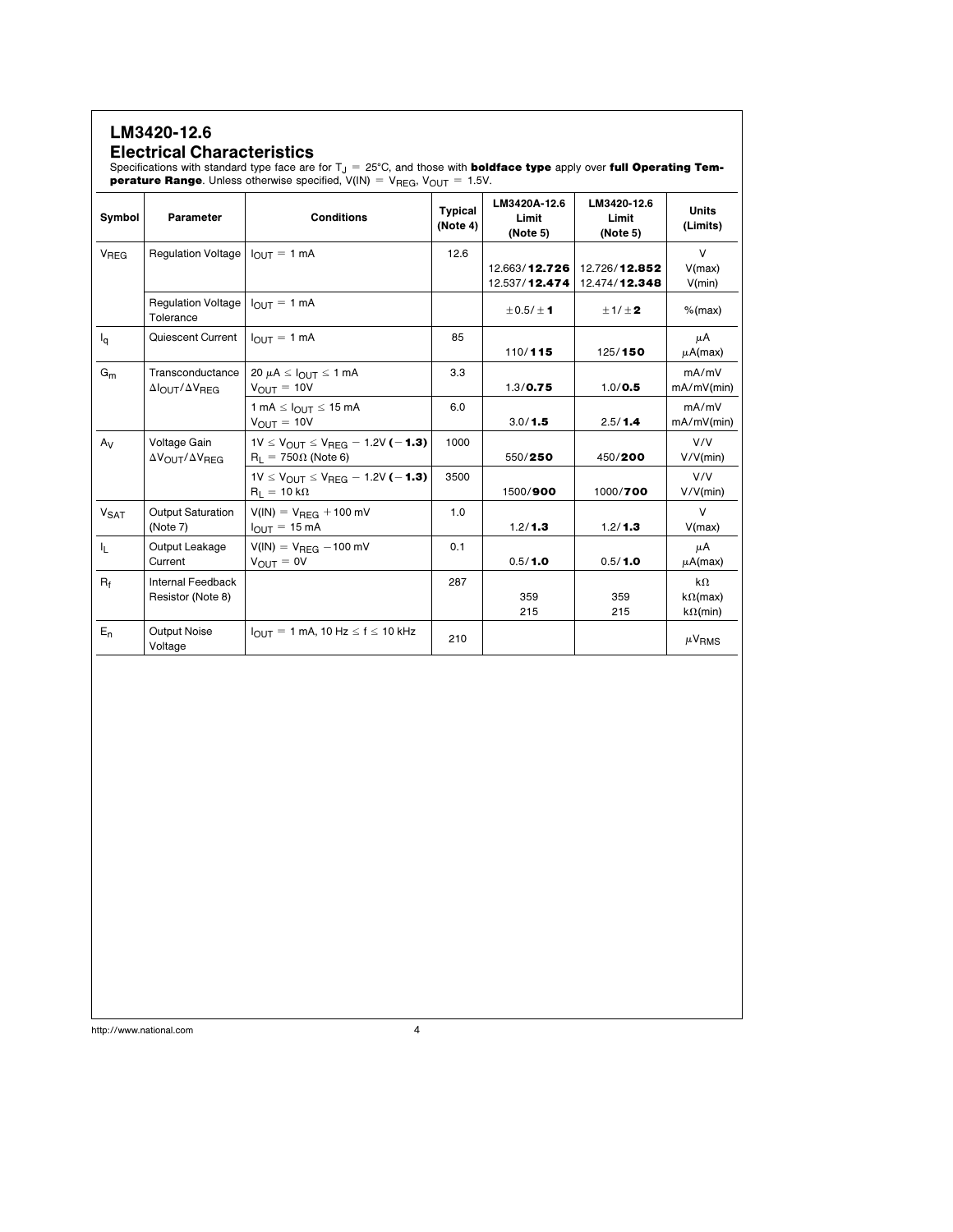## LM3420-12.6

### Electrical Characteristics

Specifications with standard type face are for $T_J = 25°C$, and those with **boldface type** apply over **full Operating Temperature Range**. Unless otherwise specified, $V(IN) = V_{REG}$, $V_{OUT} = 1.5V$.

| Symbol | Parameter | Conditions | Typical (Note 4) | LM3420A-12.6 Limit (Note 5) | LM3420-12.6 Limit (Note 5) | Units (Limits) |
|---|---|---|---|---|---|---|
| $V_{REG}$ | Regulation Voltage | $I_{OUT} = 1$ mA | 12.6 | | | V |
| | | | | 12.663/**12.726** | 12.726/**12.852** | V(max) |
| | | | | 12.537/**12.474** | 12.474/**12.348** | V(min) |
| | Regulation Voltage Tolerance | $I_{OUT} = 1$ mA | | ±0.5/**±1** | ±1/**±2** | %(max) |
| $I_q$ | Quiescent Current | $I_{OUT} = 1$ mA | 85 | | | μA |
| | | | | 110/**115** | 125/**150** | μA(max) |
| $G_m$ | Transconductance $\Delta I_{OUT}/\Delta V_{REG}$ | 20 μA ≤ $I_{OUT}$ ≤ 1 mA, $V_{OUT} = 10V$ | 3.3 | | | mA/mV |
| | | | | 1.3/**0.75** | 1.0/**0.5** | mA/mV(min) |
| | | 1 mA ≤ $I_{OUT}$ ≤ 15 mA, $V_{OUT} = 10V$ | 6.0 | | | mA/mV |
| | | | | 3.0/**1.5** | 2.5/**1.4** | mA/mV(min) |
| $A_V$ | Voltage Gain $\Delta V_{OUT}/\Delta V_{REG}$ | 1V ≤ $V_{OUT}$ ≤ $V_{REG}$ − 1.2V **(− 1.3)**, $R_L = 750\Omega$ (Note 6) | 1000 | | | V/V |
| | | | | 550/**250** | 450/**200** | V/V(min) |
| | | 1V ≤ $V_{OUT}$ ≤ $V_{REG}$ − 1.2V **(− 1.3)**, $R_L = 10$ kΩ | 3500 | | | V/V |
| | | | | 1500/**900** | 1000/**700** | V/V(min) |
| $V_{SAT}$ | Output Saturation (Note 7) | $V(IN) = V_{REG}$ + 100 mV, $I_{OUT} = 15$ mA | 1.0 | | | V |
| | | | | 1.2/**1.3** | 1.2/**1.3** | V(max) |
| $I_L$ | Output Leakage Current | $V(IN) = V_{REG}$ −100 mV, $V_{OUT} = 0V$ | 0.1 | | | μA |
| | | | | 0.5/**1.0** | 0.5/**1.0** | μA(max) |
| $R_f$ | Internal Feedback Resistor (Note 8) | | 287 | | | kΩ |
| | | | | 359 | 359 | kΩ(max) |
| | | | | 215 | 215 | kΩ(min) |
| $E_n$ | Output Noise Voltage | $I_{OUT} = 1$ mA, 10 Hz ≤ f ≤ 10 kHz | 210 | | | $\mu V_{RMS}$ |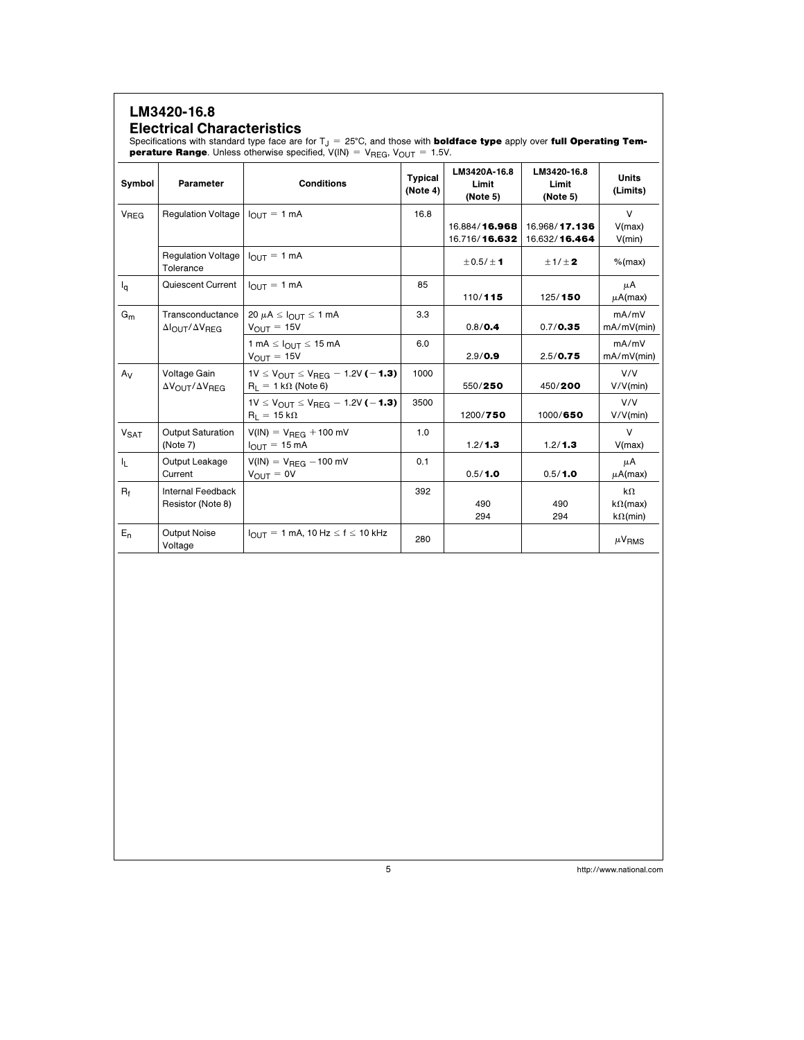## LM3420-16.8

### Electrical Characteristics

Specifications with standard type face are for $T_J = 25°C$, and those with **boldface type** apply over **full Operating Temperature Range**. Unless otherwise specified, $V(IN) = V_{REG}$, $V_{OUT} = 1.5V$.

| Symbol | Parameter | Conditions | Typical (Note 4) | LM3420A-16.8 Limit (Note 5) | LM3420-16.8 Limit (Note 5) | Units (Limits) |
|---|---|---|---|---|---|---|
| $V_{REG}$ | Regulation Voltage | $I_{OUT} = 1$ mA | 16.8 | | | V |
| | | | | 16.884/**16.968** | 16.968/**17.136** | V(max) |
| | | | | 16.716/**16.632** | 16.632/**16.464** | V(min) |
| | Regulation Voltage Tolerance | $I_{OUT} = 1$ mA | | ±0.5/±**1** | ±1/±**2** | %(max) |
| $I_q$ | Quiescent Current | $I_{OUT} = 1$ mA | 85 | | | μA |
| | | | | 110/**115** | 125/**150** | μA(max) |
| $G_m$ | Transconductance $\Delta I_{OUT}/\Delta V_{REG}$ | 20 μA ≤ $I_{OUT}$ ≤ 1 mA, $V_{OUT} = 15V$ | 3.3 | | | mA/mV |
| | | | | 0.8/**0.4** | 0.7/**0.35** | mA/mV(min) |
| | | 1 mA ≤ $I_{OUT}$ ≤ 15 mA, $V_{OUT} = 15V$ | 6.0 | | | mA/mV |
| | | | | 2.9/**0.9** | 2.5/**0.75** | mA/mV(min) |
| $A_V$ | Voltage Gain $\Delta V_{OUT}/\Delta V_{REG}$ | 1V ≤ $V_{OUT}$ ≤ $V_{REG}$ − 1.2V (**−1.3**), $R_L = 1$ kΩ (Note 6) | 1000 | | | V/V |
| | | | | 550/**250** | 450/**200** | V/V(min) |
| | | 1V ≤ $V_{OUT}$ ≤ $V_{REG}$ − 1.2V (**−1.3**), $R_L = 15$ kΩ | 3500 | | | V/V |
| | | | | 1200/**750** | 1000/**650** | V/V(min) |
| $V_{SAT}$ | Output Saturation (Note 7) | $V(IN) = V_{REG}$ + 100 mV, $I_{OUT} = 15$ mA | 1.0 | | | V |
| | | | | 1.2/**1.3** | 1.2/**1.3** | V(max) |
| $I_L$ | Output Leakage Current | $V(IN) = V_{REG}$ − 100 mV, $V_{OUT} = 0V$ | 0.1 | | | μA |
| | | | | 0.5/**1.0** | 0.5/**1.0** | μA(max) |
| $R_f$ | Internal Feedback Resistor (Note 8) | | 392 | | | kΩ |
| | | | | 490 | 490 | kΩ(max) |
| | | | | 294 | 294 | kΩ(min) |
| $E_n$ | Output Noise Voltage | $I_{OUT} = 1$ mA, 10 Hz ≤ f ≤ 10 kHz | 280 | | | $\mu V_{RMS}$ |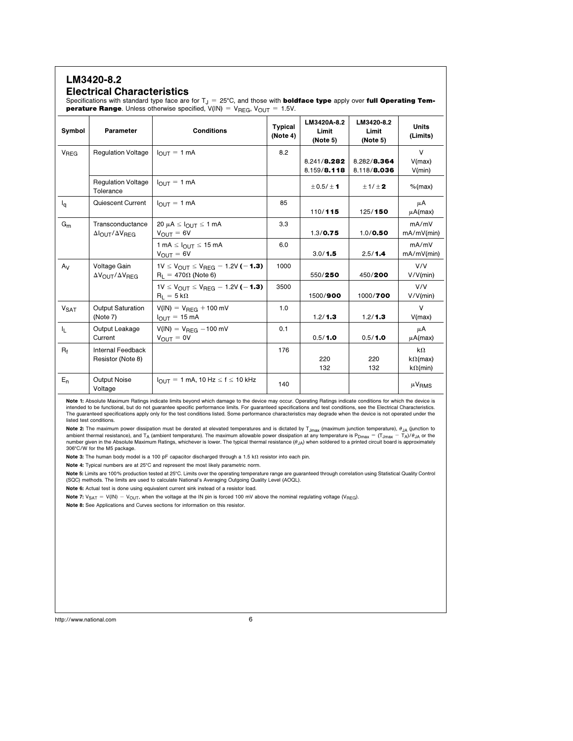## LM3420-8.2

### Electrical Characteristics

Specifications with standard type face are for $T_J$ = 25°C, and those with **boldface type** apply over **full Operating Temperature Range**. Unless otherwise specified, V(IN) = $V_{REG}$, $V_{OUT}$ = 1.5V.

| Symbol | Parameter | Conditions | Typical (Note 4) | LM3420A-8.2 Limit (Note 5) | LM3420-8.2 Limit (Note 5) | Units (Limits) |
|---|---|---|---|---|---|---|
| $V_{REG}$ | Regulation Voltage | $I_{OUT}$ = 1 mA | 8.2 | | | V |
| | | | | 8.241/**8.282** | 8.282/**8.364** | V(max) |
| | | | | 8.159/**8.118** | 8.118/**8.036** | V(min) |
| | Regulation Voltage Tolerance | $I_{OUT}$ = 1 mA | | ±0.5/±**1** | ±1/±**2** | %(max) |
| $I_q$ | Quiescent Current | $I_{OUT}$ = 1 mA | 85 | | | µA |
| | | | | 110/**115** | 125/**150** | µA(max) |
| $G_m$ | Transconductance $\Delta I_{OUT}/\Delta V_{REG}$ | 20 µA ≤ $I_{OUT}$ ≤ 1 mA, $V_{OUT}$ = 6V | 3.3 | | | mA/mV |
| | | | | 1.3/**0.75** | 1.0/**0.50** | mA/mV(min) |
| | | 1 mA ≤ $I_{OUT}$ ≤ 15 mA, $V_{OUT}$ = 6V | 6.0 | | | mA/mV |
| | | | | 3.0/**1.5** | 2.5/**1.4** | mA/mV(min) |
| $A_V$ | Voltage Gain $\Delta V_{OUT}/\Delta V_{REG}$ | 1V ≤ $V_{OUT}$ ≤ $V_{REG}$ − 1.2V (**−1.3**), $R_L$ = 470Ω (Note 6) | 1000 | | | V/V |
| | | | | 550/**250** | 450/**200** | V/V(min) |
| | | 1V ≤ $V_{OUT}$ ≤ $V_{REG}$ − 1.2V (**−1.3**), $R_L$ = 5 kΩ | 3500 | | | V/V |
| | | | | 1500/**900** | 1000/**700** | V/V(min) |
| $V_{SAT}$ | Output Saturation (Note 7) | V(IN) = $V_{REG}$ +100 mV, $I_{OUT}$ = 15 mA | 1.0 | | | V |
| | | | | 1.2/**1.3** | 1.2/**1.3** | V(max) |
| $I_L$ | Output Leakage Current | V(IN) = $V_{REG}$ −100 mV, $V_{OUT}$ = 0V | 0.1 | | | µA |
| | | | | 0.5/**1.0** | 0.5/**1.0** | µA(max) |
| $R_f$ | Internal Feedback Resistor (Note 8) | | 176 | | | kΩ |
| | | | | 220 | 220 | kΩ(max) |
| | | | | 132 | 132 | kΩ(min) |
| $E_n$ | Output Noise Voltage | $I_{OUT}$ = 1 mA, 10 Hz ≤ f ≤ 10 kHz | 140 | | | $\mu V_{RMS}$ |

**Note 1:** Absolute Maximum Ratings indicate limits beyond which damage to the device may occur. Operating Ratings indicate conditions for which the device is intended to be functional, but do not guarantee specific performance limits. For guaranteed specifications and test conditions, see the Electrical Characteristics. The guaranteed specifications apply only for the test conditions listed. Some performance characteristics may degrade when the device is not operated under the listed test conditions.

**Note 2:** The maximum power dissipation must be derated at elevated temperatures and is dictated by $T_{Jmax}$ (maximum junction temperature), $\theta_{JA}$ (junction to ambient thermal resistance), and $T_A$ (ambient temperature). The maximum allowable power dissipation at any temperature is $P_{Dmax} = (T_{Jmax} - T_A)/\theta_{JA}$ or the number given in the Absolute Maximum Ratings, whichever is lower. The typical thermal resistance ($\theta_{JA}$) when soldered to a printed circuit board is approximately 306°C/W for the M5 package.

**Note 3:** The human body model is a 100 pF capacitor discharged through a 1.5 kΩ resistor into each pin.

**Note 4:** Typical numbers are at 25°C and represent the most likely parametric norm.

**Note 5:** Limits are 100% production tested at 25°C. Limits over the operating temperature range are guaranteed through correlation using Statistical Quality Control (SQC) methods. The limits are used to calculate National's Averaging Outgoing Quality Level (AOQL).

**Note 6:** Actual test is done using equivalent current sink instead of a resistor load.

**Note 7:** $V_{SAT}$ = V(IN) − $V_{OUT}$, when the voltage at the IN pin is forced 100 mV above the nominal regulating voltage ($V_{REG}$).

**Note 8:** See Applications and Curves sections for information on this resistor.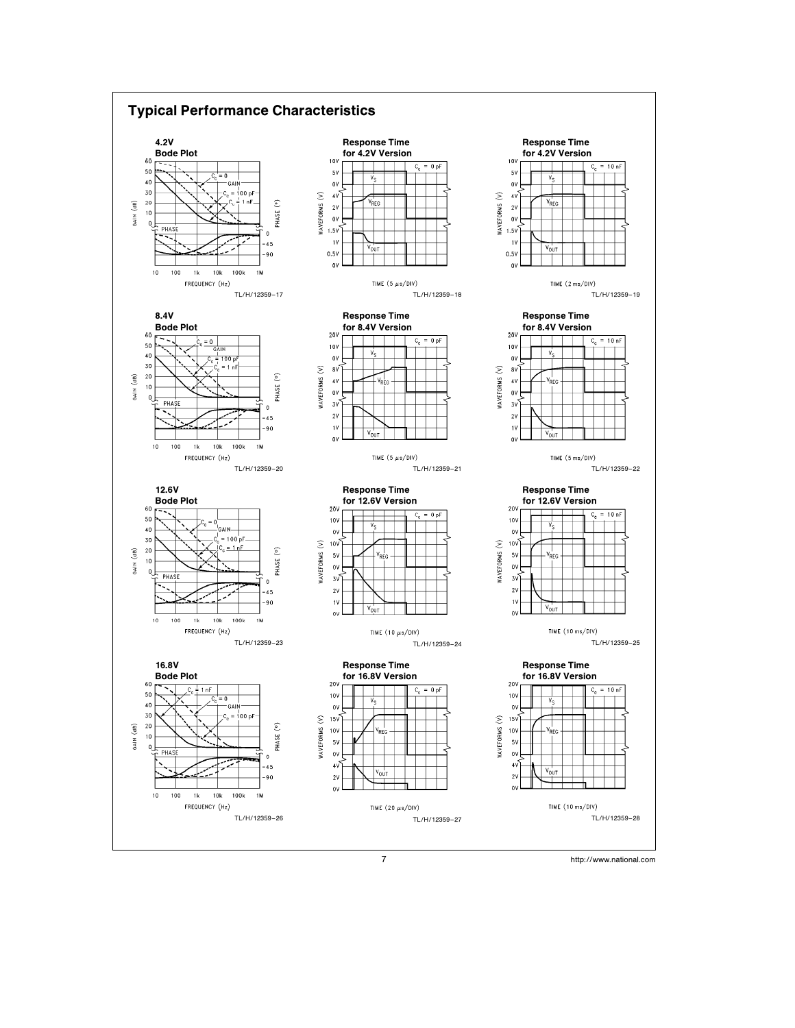## Typical Performance Characteristics

**4.2V Bode Plot**

TL/H/12359–17

**Response Time for 4.2V Version**

TL/H/12359–18

**Response Time for 4.2V Version**

TL/H/12359–19

**8.4V Bode Plot**

TL/H/12359–20

**Response Time for 8.4V Version**

TL/H/12359–21

**Response Time for 8.4V Version**

TL/H/12359–22

**12.6V Bode Plot**

TL/H/12359–23

**Response Time for 12.6V Version**

TL/H/12359–24

**Response Time for 12.6V Version**

TL/H/12359–25

**16.8V Bode Plot**

TL/H/12359–26

**Response Time for 16.8V Version**

TL/H/12359–27

**Response Time for 16.8V Version**

TL/H/12359–28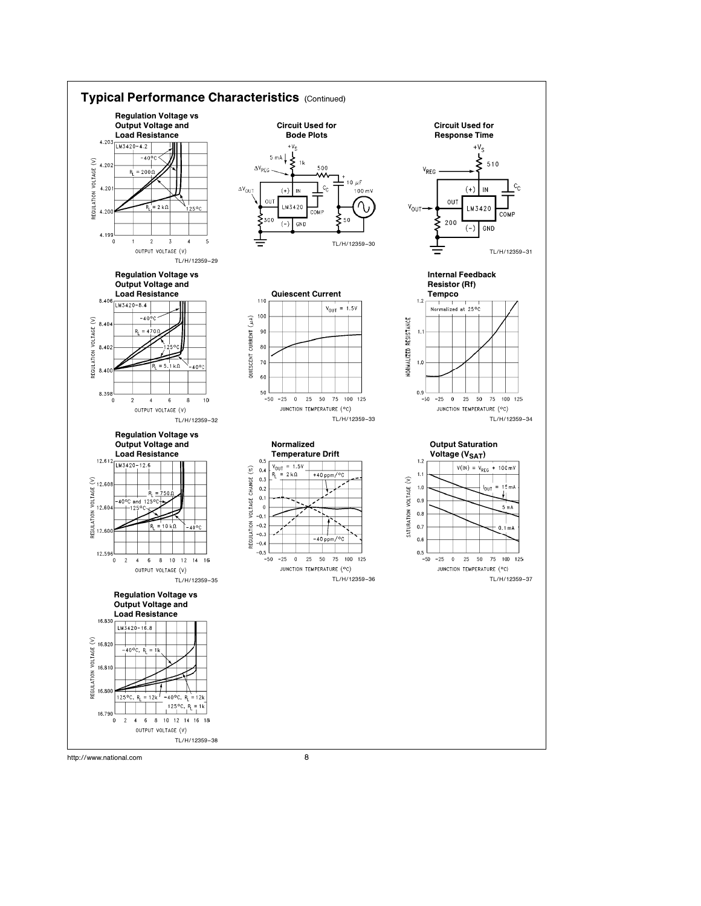## Typical Performance Characteristics (Continued)

**Regulation Voltage vs Output Voltage and Load Resistance**

TL/H/12359–29

**Circuit Used for Bode Plots**

TL/H/12359–30

**Circuit Used for Response Time**

TL/H/12359–31

**Regulation Voltage vs Output Voltage and Load Resistance**

TL/H/12359–32

**Quiescent Current**

TL/H/12359–33

**Internal Feedback Resistor (Rf) Tempco**

TL/H/12359–34

**Regulation Voltage vs Output Voltage and Load Resistance**

TL/H/12359–35

**Normalized Temperature Drift**

TL/H/12359–36

**Output Saturation Voltage ($V_{SAT}$)**

TL/H/12359–37

**Regulation Voltage vs Output Voltage and Load Resistance**

TL/H/12359–38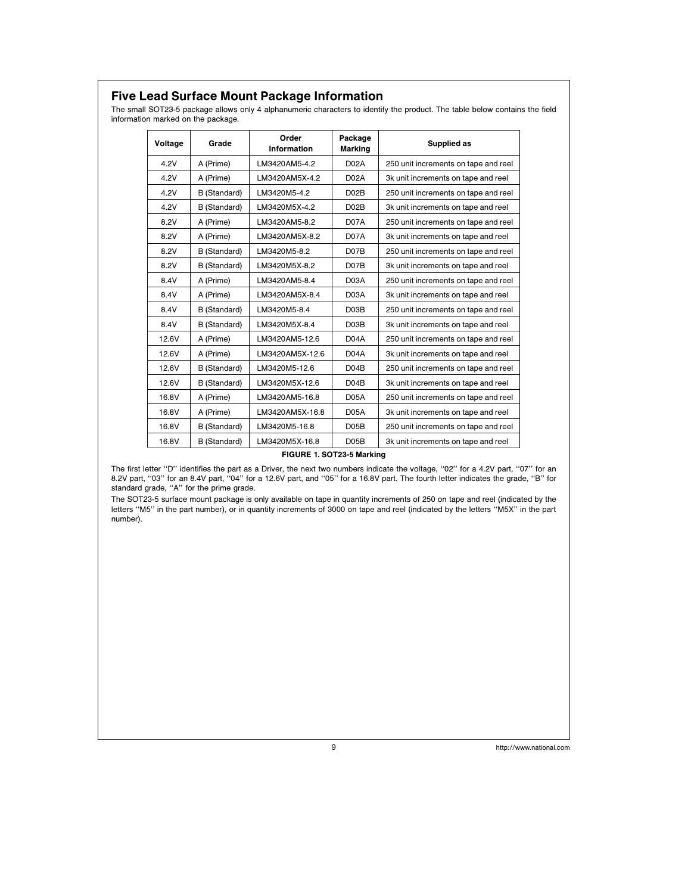## Five Lead Surface Mount Package Information

The small SOT23-5 package allows only 4 alphanumeric characters to identify the product. The table below contains the field information marked on the package.

| Voltage | Grade | Order Information | Package Marking | Supplied as |
|---|---|---|---|---|
| 4.2V | A (Prime) | LM3420AM5-4.2 | D02A | 250 unit increments on tape and reel |
| 4.2V | A (Prime) | LM3420AM5X-4.2 | D02A | 3k unit increments on tape and reel |
| 4.2V | B (Standard) | LM3420M5-4.2 | D02B | 250 unit increments on tape and reel |
| 4.2V | B (Standard) | LM3420M5X-4.2 | D02B | 3k unit increments on tape and reel |
| 8.2V | A (Prime) | LM3420AM5-8.2 | D07A | 250 unit increments on tape and reel |
| 8.2V | A (Prime) | LM3420AM5X-8.2 | D07A | 3k unit increments on tape and reel |
| 8.2V | B (Standard) | LM3420M5-8.2 | D07B | 250 unit increments on tape and reel |
| 8.2V | B (Standard) | LM3420M5X-8.2 | D07B | 3k unit increments on tape and reel |
| 8.4V | A (Prime) | LM3420AM5-8.4 | D03A | 250 unit increments on tape and reel |
| 8.4V | A (Prime) | LM3420AM5X-8.4 | D03A | 3k unit increments on tape and reel |
| 8.4V | B (Standard) | LM3420M5-8.4 | D03B | 250 unit increments on tape and reel |
| 8.4V | B (Standard) | LM3420M5X-8.4 | D03B | 3k unit increments on tape and reel |
| 12.6V | A (Prime) | LM3420AM5-12.6 | D04A | 250 unit increments on tape and reel |
| 12.6V | A (Prime) | LM3420AM5X-12.6 | D04A | 3k unit increments on tape and reel |
| 12.6V | B (Standard) | LM3420M5-12.6 | D04B | 250 unit increments on tape and reel |
| 12.6V | B (Standard) | LM3420M5X-12.6 | D04B | 3k unit increments on tape and reel |
| 16.8V | A (Prime) | LM3420AM5-16.8 | D05A | 250 unit increments on tape and reel |
| 16.8V | A (Prime) | LM3420AM5X-16.8 | D05A | 3k unit increments on tape and reel |
| 16.8V | B (Standard) | LM3420M5-16.8 | D05B | 250 unit increments on tape and reel |
| 16.8V | B (Standard) | LM3420M5X-16.8 | D05B | 3k unit increments on tape and reel |

**FIGURE 1. SOT23-5 Marking**

The first letter ''D'' identifies the part as a Driver, the next two numbers indicate the voltage, ''02'' for a 4.2V part, ''07'' for an 8.2V part, ''03'' for an 8.4V part, ''04'' for a 12.6V part, and ''05'' for a 16.8V part. The fourth letter indicates the grade, ''B'' for standard grade, ''A'' for the prime grade.

The SOT23-5 surface mount package is only available on tape in quantity increments of 250 on tape and reel (indicated by the letters ''M5'' in the part number), or in quantity increments of 3000 on tape and reel (indicated by the letters ''M5X'' in the part number).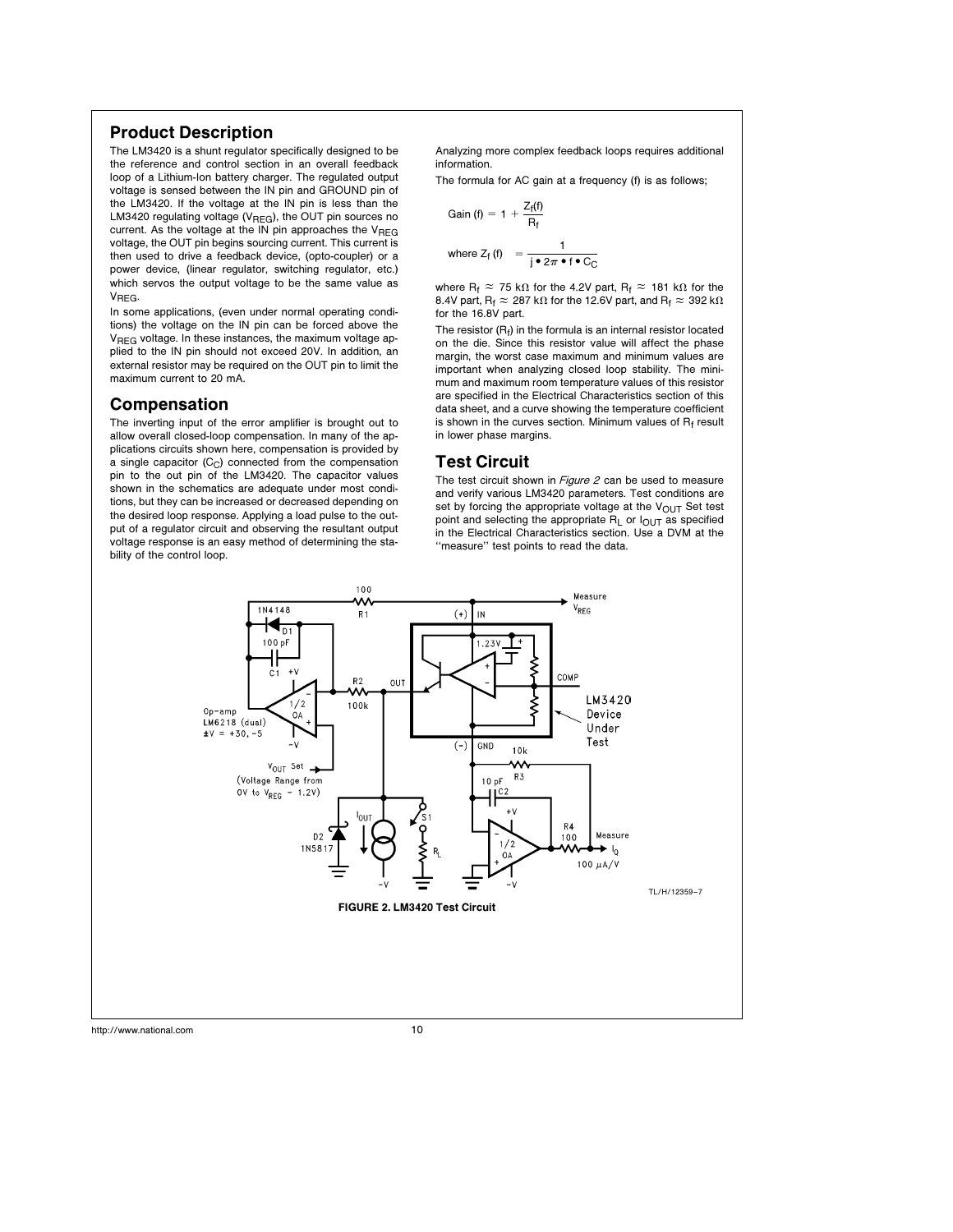## Product Description

The LM3420 is a shunt regulator specifically designed to be the reference and control section in an overall feedback loop of a Lithium-Ion battery charger. The regulated output voltage is sensed between the IN pin and GROUND pin of the LM3420. If the voltage at the IN pin is less than the LM3420 regulating voltage ($V_{REG}$), the OUT pin sources no current. As the voltage at the IN pin approaches the $V_{REG}$ voltage, the OUT pin begins sourcing current. This current is then used to drive a feedback device, (opto-coupler) or a power device, (linear regulator, switching regulator, etc.) which servos the output voltage to be the same value as $V_{REG}$.

In some applications, (even under normal operating conditions) the voltage on the IN pin can be forced above the $V_{REG}$ voltage. In these instances, the maximum voltage applied to the IN pin should not exceed 20V. In addition, an external resistor may be required on the OUT pin to limit the maximum current to 20 mA.

## Compensation

The inverting input of the error amplifier is brought out to allow overall closed-loop compensation. In many of the applications circuits shown here, compensation is provided by a single capacitor ($C_C$) connected from the compensation pin to the out pin of the LM3420. The capacitor values shown in the schematics are adequate under most conditions, but they can be increased or decreased depending on the desired loop response. Applying a load pulse to the output of a regulator circuit and observing the resultant output voltage response is an easy method of determining the stability of the control loop.

Analyzing more complex feedback loops requires additional information.

The formula for AC gain at a frequency (f) is as follows;

$$\text{Gain (f)} = 1 + \frac{Z_f(f)}{R_f}$$

$$\text{where } Z_f\text{ (f)} = \frac{1}{j \bullet 2\pi \bullet f \bullet C_C}$$

where $R_f \approx 75\ k\Omega$ for the 4.2V part, $R_f \approx 181\ k\Omega$ for the 8.4V part, $R_f \approx 287\ k\Omega$ for the 12.6V part, and $R_f \approx 392\ k\Omega$ for the 16.8V part.

The resistor ($R_f$) in the formula is an internal resistor located on the die. Since this resistor value will affect the phase margin, the worst case maximum and minimum values are important when analyzing closed loop stability. The minimum and maximum room temperature values of this resistor are specified in the Electrical Characteristics section of this data sheet, and a curve showing the temperature coefficient is shown in the curves section. Minimum values of $R_f$ result in lower phase margins.

## Test Circuit

The test circuit shown in *Figure 2* can be used to measure and verify various LM3420 parameters. Test conditions are set by forcing the appropriate voltage at the $V_{OUT}$ Set test point and selecting the appropriate $R_L$ or $I_{OUT}$ as specified in the Electrical Characteristics section. Use a DVM at the "measure" test points to read the data.

TL/H/12359–7

**FIGURE 2. LM3420 Test Circuit**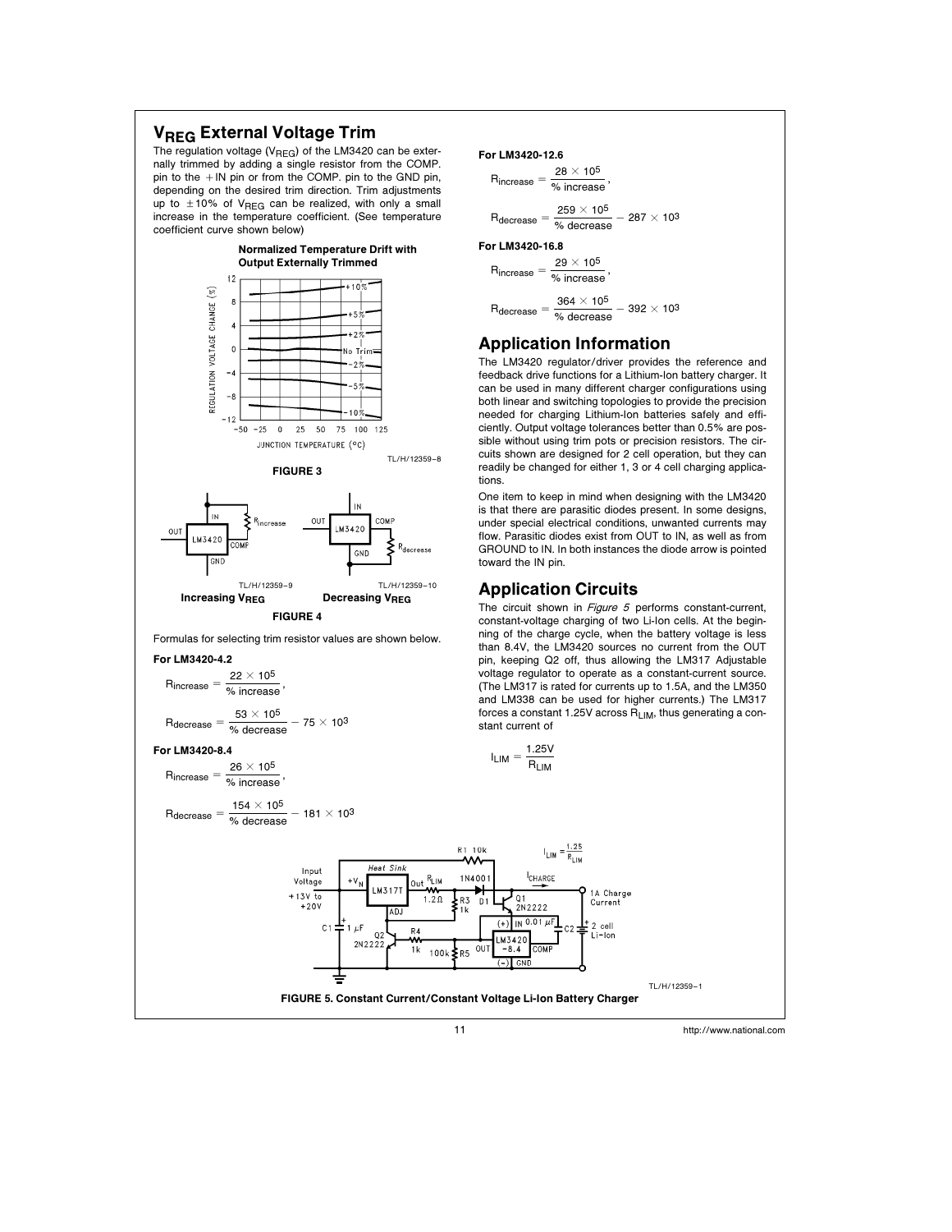## $V_{REG}$ External Voltage Trim

The regulation voltage ($V_{REG}$) of the LM3420 can be externally trimmed by adding a single resistor from the COMP. pin to the +IN pin or from the COMP. pin to the GND pin, depending on the desired trim direction. Trim adjustments up to ±10% of $V_{REG}$ can be realized, with only a small increase in the temperature coefficient. (See temperature coefficient curve shown below)

**Normalized Temperature Drift with Output Externally Trimmed**

TL/H/12359–8

**FIGURE 3**

TL/H/12359–9 **Increasing $V_{REG}$**

TL/H/12359–10 **Decreasing $V_{REG}$**

**FIGURE 4**

Formulas for selecting trim resistor values are shown below.

**For LM3420-4.2**

$$R_{increase} = \frac{22 \times 10^5}{\%\ increase},$$

$$R_{decrease} = \frac{53 \times 10^5}{\%\ decrease} - 75 \times 10^3$$

**For LM3420-8.4**

$$R_{increase} = \frac{26 \times 10^5}{\%\ increase},$$

$$R_{decrease} = \frac{154 \times 10^5}{\%\ decrease} - 181 \times 10^3$$

**For LM3420-12.6**

$$R_{increase} = \frac{28 \times 10^5}{\%\ increase},$$

$$R_{decrease} = \frac{259 \times 10^5}{\%\ decrease} - 287 \times 10^3$$

**For LM3420-16.8**

$$R_{increase} = \frac{29 \times 10^5}{\%\ increase},$$

$$R_{decrease} = \frac{364 \times 10^5}{\%\ decrease} - 392 \times 10^3$$

## Application Information

The LM3420 regulator/driver provides the reference and feedback drive functions for a Lithium-Ion battery charger. It can be used in many different charger configurations using both linear and switching topologies to provide the precision needed for charging Lithium-Ion batteries safely and efficiently. Output voltage tolerances better than 0.5% are possible without using trim pots or precision resistors. The circuits shown are designed for 2 cell operation, but they can readily be changed for either 1, 3 or 4 cell charging applications.

One item to keep in mind when designing with the LM3420 is that there are parasitic diodes present. In some designs, under special electrical conditions, unwanted currents may flow. Parasitic diodes exist from OUT to IN, as well as from GROUND to IN. In both instances the diode arrow is pointed toward the IN pin.

## Application Circuits

The circuit shown in *Figure 5* performs constant-current, constant-voltage charging of two Li-Ion cells. At the beginning of the charge cycle, when the battery voltage is less than 8.4V, the LM3420 sources no current from the OUT pin, keeping Q2 off, thus allowing the LM317 Adjustable voltage regulator to operate as a constant-current source. (The LM317 is rated for currents up to 1.5A, and the LM350 and LM338 can be used for higher currents.) The LM317 forces a constant 1.25V across $R_{LIM}$, thus generating a constant current of

$$I_{LIM} = \frac{1.25V}{R_{LIM}}$$

TL/H/12359–1

**FIGURE 5. Constant Current/Constant Voltage Li-Ion Battery Charger**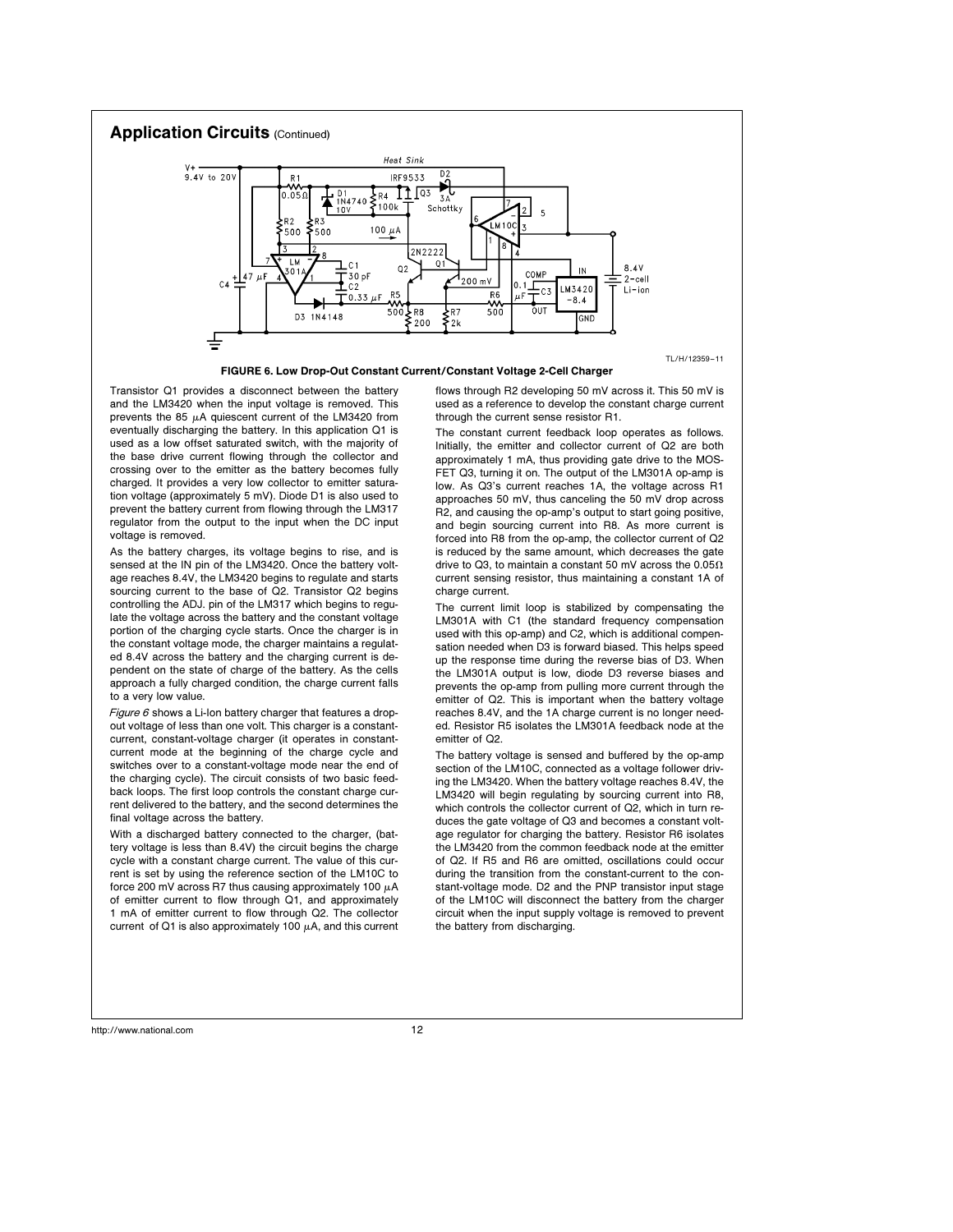## Application Circuits (Continued)

TL/H/12359–11

**FIGURE 6. Low Drop-Out Constant Current/Constant Voltage 2-Cell Charger**

Transistor Q1 provides a disconnect between the battery and the LM3420 when the input voltage is removed. This prevents the 85 µA quiescent current of the LM3420 from eventually discharging the battery. In this application Q1 is used as a low offset saturated switch, with the majority of the base drive current flowing through the collector and crossing over to the emitter as the battery becomes fully charged. It provides a very low collector to emitter saturation voltage (approximately 5 mV). Diode D1 is also used to prevent the battery current from flowing through the LM317 regulator from the output to the input when the DC input voltage is removed.

As the battery charges, its voltage begins to rise, and is sensed at the IN pin of the LM3420. Once the battery voltage reaches 8.4V, the LM3420 begins to regulate and starts sourcing current to the base of Q2. Transistor Q2 begins controlling the ADJ. pin of the LM317 which begins to regulate the voltage across the battery and the constant voltage portion of the charging cycle starts. Once the charger is in the constant voltage mode, the charger maintains a regulated 8.4V across the battery and the charging current is dependent on the state of charge of the battery. As the cells approach a fully charged condition, the charge current falls to a very low value.

*Figure 6* shows a Li-Ion battery charger that features a dropout voltage of less than one volt. This charger is a constant-current, constant-voltage charger (it operates in constant-current mode at the beginning of the charge cycle and switches over to a constant-voltage mode near the end of the charging cycle). The circuit consists of two basic feedback loops. The first loop controls the constant charge current delivered to the battery, and the second determines the final voltage across the battery.

With a discharged battery connected to the charger, (battery voltage is less than 8.4V) the circuit begins the charge cycle with a constant charge current. The value of this current is set by using the reference section of the LM10C to force 200 mV across R7 thus causing approximately 100 µA of emitter current to flow through Q1, and approximately 1 mA of emitter current to flow through Q2. The collector current of Q1 is also approximately 100 µA, and this current flows through R2 developing 50 mV across it. This 50 mV is used as a reference to develop the constant charge current through the current sense resistor R1.

The constant current feedback loop operates as follows. Initially, the emitter and collector current of Q2 are both approximately 1 mA, thus providing gate drive to the MOSFET Q3, turning it on. The output of the LM301A op-amp is low. As Q3's current reaches 1A, the voltage across R1 approaches 50 mV, thus canceling the 50 mV drop across R2, and causing the op-amp's output to start going positive, and begin sourcing current into R8. As more current is forced into R8 from the op-amp, the collector current of Q2 is reduced by the same amount, which decreases the gate drive to Q3, to maintain a constant 50 mV across the 0.05Ω current sensing resistor, thus maintaining a constant 1A of charge current.

The current limit loop is stabilized by compensating the LM301A with C1 (the standard frequency compensation used with this op-amp) and C2, which is additional compensation needed when D3 is forward biased. This helps speed up the response time during the reverse bias of D3. When the LM301A output is low, diode D3 reverse biases and prevents the op-amp from pulling more current through the emitter of Q2. This is important when the battery voltage reaches 8.4V, and the 1A charge current is no longer needed. Resistor R5 isolates the LM301A feedback node at the emitter of Q2.

The battery voltage is sensed and buffered by the op-amp section of the LM10C, connected as a voltage follower driving the LM3420. When the battery voltage reaches 8.4V, the LM3420 will begin regulating by sourcing current into R8, which controls the collector current of Q2, which in turn reduces the gate voltage of Q3 and becomes a constant voltage regulator for charging the battery. Resistor R6 isolates the LM3420 from the common feedback node at the emitter of Q2. If R5 and R6 are omitted, oscillations could occur during the transition from the constant-current to the constant-voltage mode. D2 and the PNP transistor input stage of the LM10C will disconnect the battery from the charger circuit when the input supply voltage is removed to prevent the battery from discharging.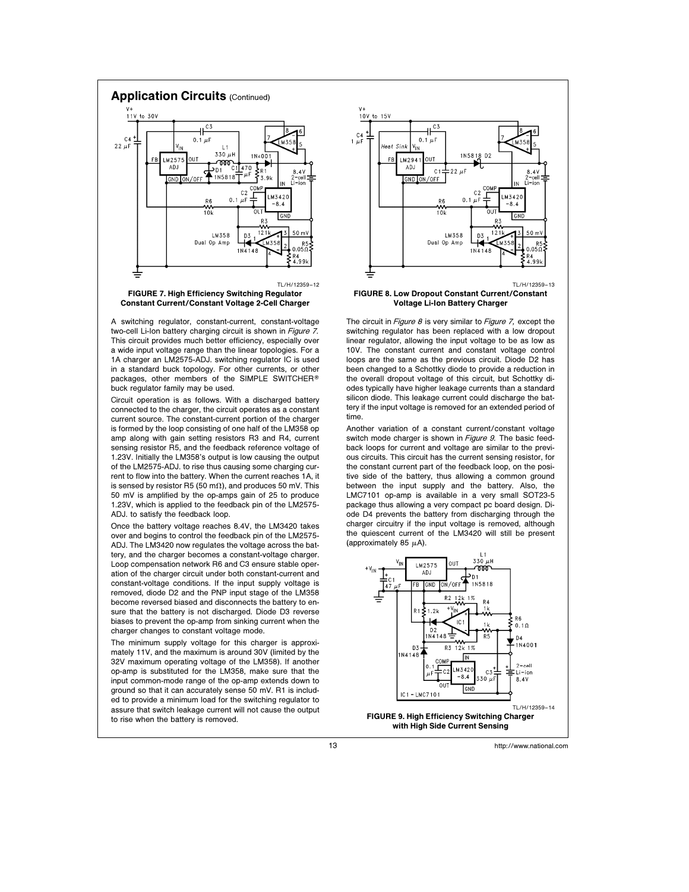## Application Circuits (Continued)

**FIGURE 7. High Efficiency Switching Regulator Constant Current/Constant Voltage 2-Cell Charger**

A switching regulator, constant-current, constant-voltage two-cell Li-Ion battery charging circuit is shown in *Figure 7*. This circuit provides much better efficiency, especially over a wide input voltage range than the linear topologies. For a 1A charger an LM2575-ADJ. switching regulator IC is used in a standard buck topology. For other currents, or other packages, other members of the SIMPLE SWITCHER® buck regulator family may be used.

Circuit operation is as follows. With a discharged battery connected to the charger, the circuit operates as a constant current source. The constant-current portion of the charger is formed by the loop consisting of one half of the LM358 op amp along with gain setting resistors R3 and R4, current sensing resistor R5, and the feedback reference voltage of 1.23V. Initially the LM358's output is low causing the output of the LM2575-ADJ. to rise thus causing some charging current to flow into the battery. When the current reaches 1A, it is sensed by resistor R5 (50 mΩ), and produces 50 mV. This 50 mV is amplified by the op-amps gain of 25 to produce 1.23V, which is applied to the feedback pin of the LM2575-ADJ. to satisfy the feedback loop.

Once the battery voltage reaches 8.4V, the LM3420 takes over and begins to control the feedback pin of the LM2575-ADJ. The LM3420 now regulates the voltage across the battery, and the charger becomes a constant-voltage charger. Loop compensation network R6 and C3 ensure stable operation of the charger circuit under both constant-current and constant-voltage conditions. If the input supply voltage is removed, diode D2 and the PNP input stage of the LM358 become reversed biased and disconnects the battery to ensure that the battery is not discharged. Diode D3 reverse biases to prevent the op-amp from sinking current when the charger changes to constant voltage mode.

The minimum supply voltage for this charger is approximately 11V, and the maximum is around 30V (limited by the 32V maximum operating voltage of the LM358). If another op-amp is substituted for the LM358, make sure that the input common-mode range of the op-amp extends down to ground so that it can accurately sense 50 mV. R1 is included to provide a minimum load for the switching regulator to assure that switch leakage current will not cause the output to rise when the battery is removed.

**FIGURE 8. Low Dropout Constant Current/Constant Voltage Li-Ion Battery Charger**

The circuit in *Figure 8* is very similar to *Figure 7*, except the switching regulator has been replaced with a low dropout linear regulator, allowing the input voltage to be as low as 10V. The constant current and constant voltage control loops are the same as the previous circuit. Diode D2 has been changed to a Schottky diode to provide a reduction in the overall dropout voltage of this circuit, but Schottky diodes typically have higher leakage currents than a standard silicon diode. This leakage current could discharge the battery if the input voltage is removed for an extended period of time.

Another variation of a constant current/constant voltage switch mode charger is shown in *Figure 9*. The basic feedback loops for current and voltage are similar to the previous circuits. This circuit has the current sensing resistor, for the constant current part of the feedback loop, on the positive side of the battery, thus allowing a common ground between the input supply and the battery. Also, the LMC7101 op-amp is available in a very small SOT23-5 package thus allowing a very compact pc board design. Diode D4 prevents the battery from discharging through the charger circuitry if the input voltage is removed, although the quiescent current of the LM3420 will still be present (approximately 85 µA).

**FIGURE 9. High Efficiency Switching Charger with High Side Current Sensing**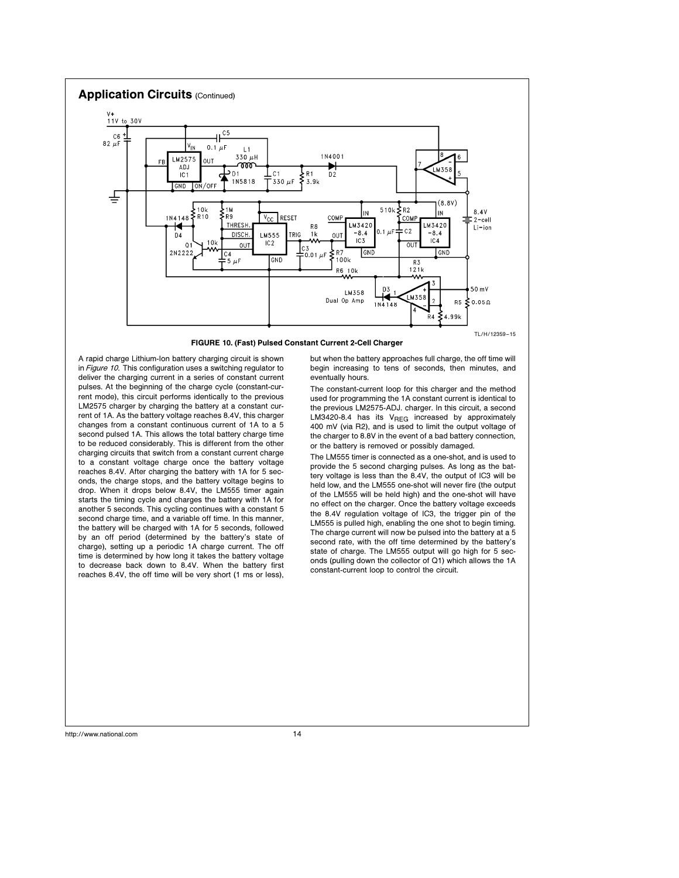## Application Circuits (Continued)

TL/H/12359–15

**FIGURE 10. (Fast) Pulsed Constant Current 2-Cell Charger**

A rapid charge Lithium-Ion battery charging circuit is shown in *Figure 10.* This configuration uses a switching regulator to deliver the charging current in a series of constant current pulses. At the beginning of the charge cycle (constant-current mode), this circuit performs identically to the previous LM2575 charger by charging the battery at a constant current of 1A. As the battery voltage reaches 8.4V, this charger changes from a constant continuous current of 1A to a 5 second pulsed 1A. This allows the total battery charge time to be reduced considerably. This is different from the other charging circuits that switch from a constant current charge to a constant voltage charge once the battery voltage reaches 8.4V. After charging the battery with 1A for 5 seconds, the charge stops, and the battery voltage begins to drop. When it drops below 8.4V, the LM555 timer again starts the timing cycle and charges the battery with 1A for another 5 seconds. This cycling continues with a constant 5 second charge time, and a variable off time. In this manner, the battery will be charged with 1A for 5 seconds, followed by an off period (determined by the battery's state of charge), setting up a periodic 1A charge current. The off time is determined by how long it takes the battery voltage to decrease back down to 8.4V. When the battery first reaches 8.4V, the off time will be very short (1 ms or less), but when the battery approaches full charge, the off time will begin increasing to tens of seconds, then minutes, and eventually hours.

The constant-current loop for this charger and the method used for programming the 1A constant current is identical to the previous LM2575-ADJ. charger. In this circuit, a second LM3420-8.4 has its $V_{REG}$ increased by approximately 400 mV (via R2), and is used to limit the output voltage of the charger to 8.8V in the event of a bad battery connection, or the battery is removed or possibly damaged.

The LM555 timer is connected as a one-shot, and is used to provide the 5 second charging pulses. As long as the battery voltage is less than the 8.4V, the output of IC3 will be held low, and the LM555 one-shot will never fire (the output of the LM555 will be held high) and the one-shot will have no effect on the charger. Once the battery voltage exceeds the 8.4V regulation voltage of IC3, the trigger pin of the LM555 is pulled high, enabling the one shot to begin timing. The charge current will now be pulsed into the battery at a 5 second rate, with the off time determined by the battery's state of charge. The LM555 output will go high for 5 seconds (pulling down the collector of Q1) which allows the 1A constant-current loop to control the circuit.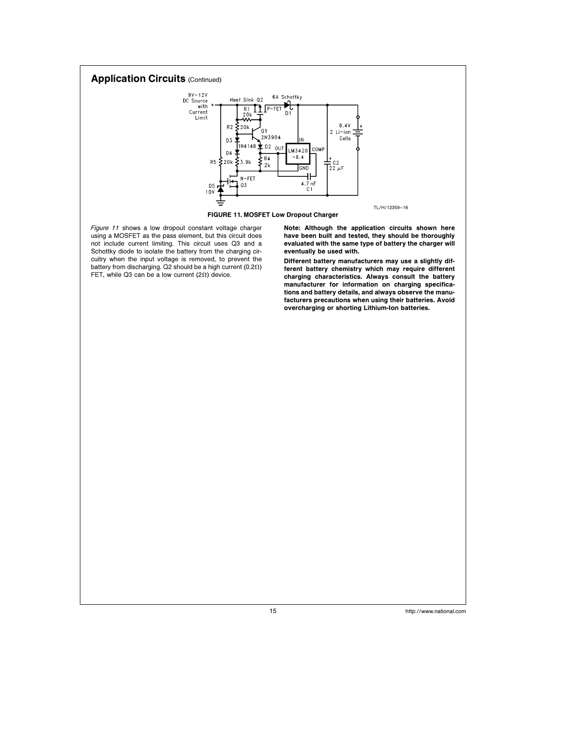## Application Circuits (Continued)

FIGURE 11. MOSFET Low Dropout Charger

*Figure 11* shows a low dropout constant voltage charger using a MOSFET as the pass element, but this circuit does not include current limiting. This circuit uses Q3 and a Schottky diode to isolate the battery from the charging circuitry when the input voltage is removed, to prevent the battery from discharging. Q2 should be a high current (0.2Ω) FET, while Q3 can be a low current (2Ω) device.

**Note: Although the application circuits shown here have been built and tested, they should be thoroughly evaluated with the same type of battery the charger will eventually be used with.**

**Different battery manufacturers may use a slightly different battery chemistry which may require different charging characteristics. Always consult the battery manufacturer for information on charging specifications and battery details, and always observe the manufacturers precautions when using their batteries. Avoid overcharging or shorting Lithium-Ion batteries.**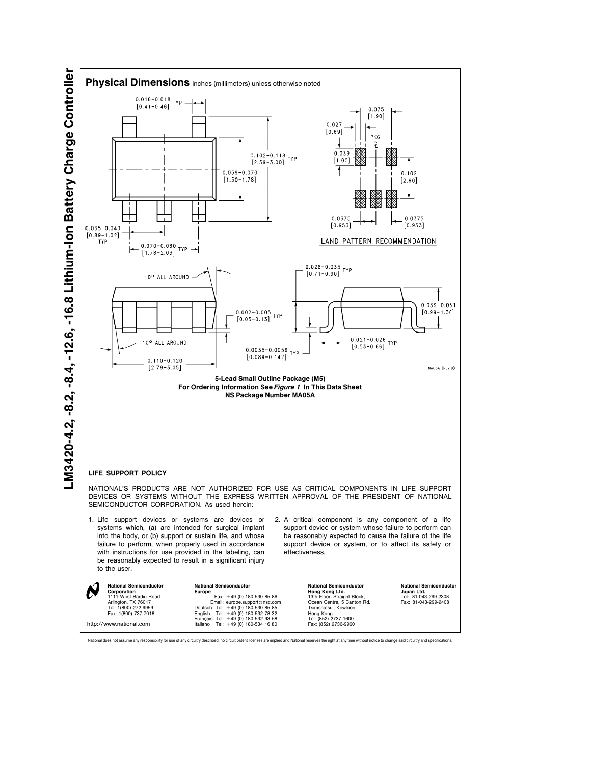## Physical Dimensions inches (millimeters) unless otherwise noted

0.016–0.018 [0.41–0.46] TYP

0.102–0.118 [2.59–3.00] TYP

0.059–0.070 [1.50–1.78]

0.035–0.040 [0.89–1.02] TYP

0.070–0.080 [1.78–2.03] TYP

0.075 [1.90]

0.027 [0.69]

PKG ℄

0.039 [1.00]

0.102 [2.60]

0.0375 [0.953]

0.0375 [0.953]

LAND PATTERN RECOMMENDATION

10° ALL AROUND

0.002–0.005 [0.05–0.13] TYP

10° ALL AROUND

0.110–0.120 [2.79–3.05]

0.028–0.035 [0.71–0.90] TYP

0.039–0.051 [0.99–1.30]

0.0035–0.0056 [0.089–0.142] TYP

0.021–0.026 [0.53–0.66] TYP

MA05A (REV D)

**5-Lead Small Outline Package (M5)**
**For Ordering Information See *Figure 1* In This Data Sheet**
**NS Package Number MA05A**

**LIFE SUPPORT POLICY**

NATIONAL'S PRODUCTS ARE NOT AUTHORIZED FOR USE AS CRITICAL COMPONENTS IN LIFE SUPPORT DEVICES OR SYSTEMS WITHOUT THE EXPRESS WRITTEN APPROVAL OF THE PRESIDENT OF NATIONAL SEMICONDUCTOR CORPORATION. As used herein:

1. Life support devices or systems are devices or systems which, (a) are intended for surgical implant into the body, or (b) support or sustain life, and whose failure to perform, when properly used in accordance with instructions for use provided in the labeling, can be reasonably expected to result in a significant injury to the user.
2. A critical component is any component of a life support device or system whose failure to perform can be reasonably expected to cause the failure of the life support device or system, or to affect its safety or effectiveness.

**National Semiconductor Corporation**
1111 West Bardin Road
Arlington, TX 76017
Tel: 1(800) 272-9959
Fax: 1(800) 737-7018

**National Semiconductor Europe**
Fax: +49 (0) 180-530 85 86
Email: europe.support@nsc.com
Deutsch Tel: +49 (0) 180-530 85 85
English Tel: +49 (0) 180-532 78 32
Français Tel: +49 (0) 180-532 93 58
Italiano Tel: +49 (0) 180-534 16 80

**National Semiconductor Hong Kong Ltd.**
13th Floor, Straight Block,
Ocean Centre, 5 Canton Rd.
Tsimshatsui, Kowloon
Hong Kong
Tel: (852) 2737-1600
Fax: (852) 2736-9960

**National Semiconductor Japan Ltd.**
Tel: 81-043-299-2308
Fax: 81-043-299-2408

http://www.national.com

National does not assume any responsibility for use of any circuitry described, no circuit patent licenses are implied and National reserves the right at any time without notice to change said circuitry and specifications.